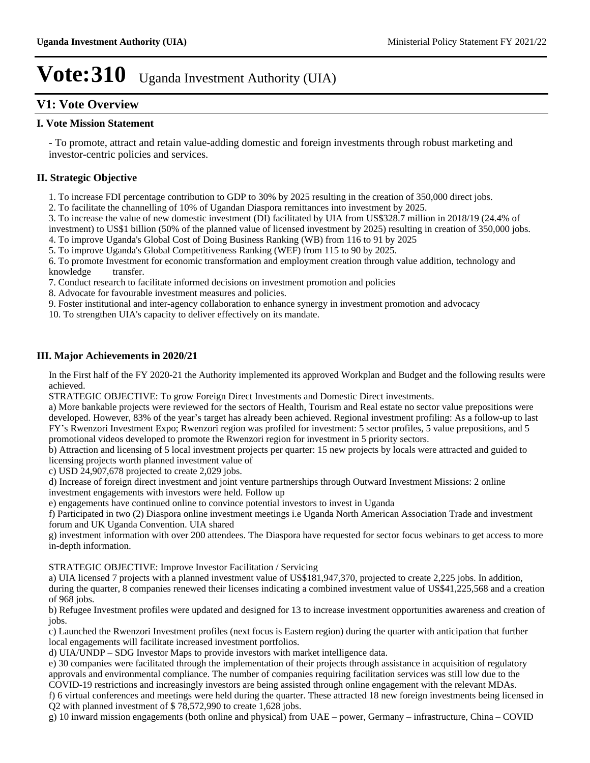# Vote:310 Uganda Investment Authority (UIA)

## V1: Vote Overview

### I. Vote Mission Statement

- To promote, attract and retain value-adding domestic and foreign investments through robust marketing and investor-centric policies and services.

### II. Strategic Objective

1. To increase FDI percentage contribution to GDP to 30% by 2025 resulting in the creation of 350,000 direct jobs.
2. To facilitate the channelling of 10% of Ugandan Diaspora remittances into investment by 2025.
3. To increase the value of new domestic investment (DI) facilitated by UIA from US$328.7 million in 2018/19 (24.4% of investment) to US$1 billion (50% of the planned value of licensed investment by 2025) resulting in creation of 350,000 jobs.
4. To improve Uganda's Global Cost of Doing Business Ranking (WB) from 116 to 91 by 2025
5. To improve Uganda's Global Competitiveness Ranking (WEF) from 115 to 90 by 2025.
6. To promote Investment for economic transformation and employment creation through value addition, technology and knowledge transfer.
7. Conduct research to facilitate informed decisions on investment promotion and policies
8. Advocate for favourable investment measures and policies.
9. Foster institutional and inter-agency collaboration to enhance synergy in investment promotion and advocacy
10. To strengthen UIA's capacity to deliver effectively on its mandate.

### III. Major Achievements in 2020/21

In the First half of the FY 2020-21 the Authority implemented its approved Workplan and Budget and the following results were achieved.

STRATEGIC OBJECTIVE: To grow Foreign Direct Investments and Domestic Direct investments.

a) More bankable projects were reviewed for the sectors of Health, Tourism and Real estate no sector value prepositions were developed. However, 83% of the year's target has already been achieved. Regional investment profiling: As a follow-up to last FY's Rwenzori Investment Expo; Rwenzori region was profiled for investment: 5 sector profiles, 5 value prepositions, and 5 promotional videos developed to promote the Rwenzori region for investment in 5 priority sectors.

b) Attraction and licensing of 5 local investment projects per quarter: 15 new projects by locals were attracted and guided to licensing projects worth planned investment value of

c) USD 24,907,678 projected to create 2,029 jobs.

d) Increase of foreign direct investment and joint venture partnerships through Outward Investment Missions: 2 online investment engagements with investors were held. Follow up

e) engagements have continued online to convince potential investors to invest in Uganda

f) Participated in two (2) Diaspora online investment meetings i.e Uganda North American Association Trade and investment forum and UK Uganda Convention. UIA shared

g) investment information with over 200 attendees. The Diaspora have requested for sector focus webinars to get access to more in-depth information.

STRATEGIC OBJECTIVE: Improve Investor Facilitation / Servicing

a) UIA licensed 7 projects with a planned investment value of US$181,947,370, projected to create 2,225 jobs. In addition, during the quarter, 8 companies renewed their licenses indicating a combined investment value of US$41,225,568 and a creation of 968 jobs.

b) Refugee Investment profiles were updated and designed for 13 to increase investment opportunities awareness and creation of jobs.

c) Launched the Rwenzori Investment profiles (next focus is Eastern region) during the quarter with anticipation that further local engagements will facilitate increased investment portfolios.

d) UIA/UNDP – SDG Investor Maps to provide investors with market intelligence data.

e) 30 companies were facilitated through the implementation of their projects through assistance in acquisition of regulatory approvals and environmental compliance. The number of companies requiring facilitation services was still low due to the COVID-19 restrictions and increasingly investors are being assisted through online engagement with the relevant MDAs.

f) 6 virtual conferences and meetings were held during the quarter. These attracted 18 new foreign investments being licensed in Q2 with planned investment of $ 78,572,990 to create 1,628 jobs.

g) 10 inward mission engagements (both online and physical) from UAE – power, Germany – infrastructure, China – COVID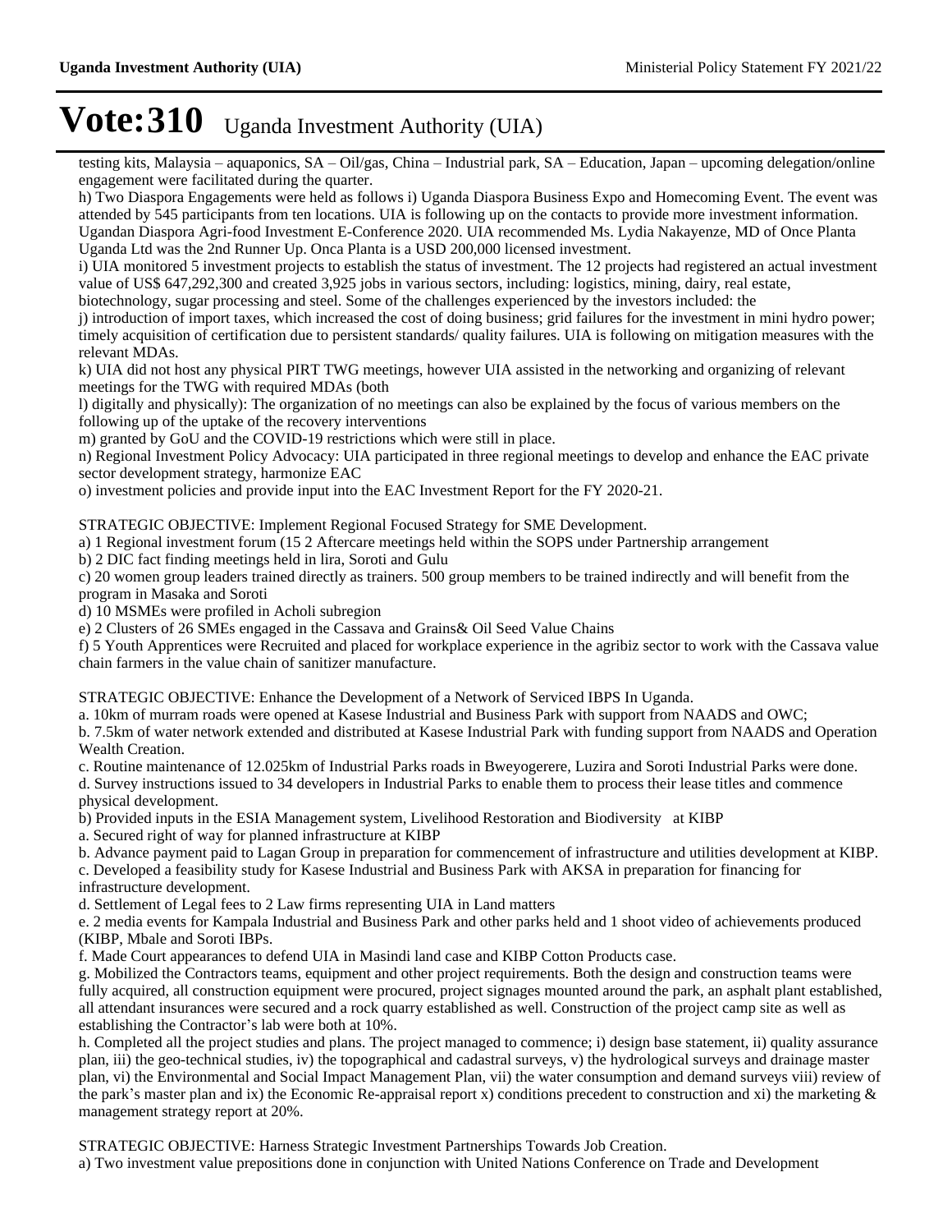# Vote:310 Uganda Investment Authority (UIA)

testing kits, Malaysia – aquaponics, SA – Oil/gas, China – Industrial park, SA – Education, Japan – upcoming delegation/online engagement were facilitated during the quarter.

h) Two Diaspora Engagements were held as follows i) Uganda Diaspora Business Expo and Homecoming Event. The event was attended by 545 participants from ten locations. UIA is following up on the contacts to provide more investment information. Ugandan Diaspora Agri-food Investment E-Conference 2020. UIA recommended Ms. Lydia Nakayenze, MD of Once Planta Uganda Ltd was the 2nd Runner Up. Onca Planta is a USD 200,000 licensed investment.

i) UIA monitored 5 investment projects to establish the status of investment. The 12 projects had registered an actual investment value of US$ 647,292,300 and created 3,925 jobs in various sectors, including: logistics, mining, dairy, real estate, biotechnology, sugar processing and steel. Some of the challenges experienced by the investors included: the

j) introduction of import taxes, which increased the cost of doing business; grid failures for the investment in mini hydro power; timely acquisition of certification due to persistent standards/ quality failures. UIA is following on mitigation measures with the relevant MDAs.

k) UIA did not host any physical PIRT TWG meetings, however UIA assisted in the networking and organizing of relevant meetings for the TWG with required MDAs (both

l) digitally and physically): The organization of no meetings can also be explained by the focus of various members on the following up of the uptake of the recovery interventions

m) granted by GoU and the COVID-19 restrictions which were still in place.

n) Regional Investment Policy Advocacy: UIA participated in three regional meetings to develop and enhance the EAC private sector development strategy, harmonize EAC

o) investment policies and provide input into the EAC Investment Report for the FY 2020-21.

STRATEGIC OBJECTIVE: Implement Regional Focused Strategy for SME Development.

a) 1 Regional investment forum (15 2 Aftercare meetings held within the SOPS under Partnership arrangement

b) 2 DIC fact finding meetings held in lira, Soroti and Gulu

c) 20 women group leaders trained directly as trainers. 500 group members to be trained indirectly and will benefit from the program in Masaka and Soroti

d) 10 MSMEs were profiled in Acholi subregion

e) 2 Clusters of 26 SMEs engaged in the Cassava and Grains& Oil Seed Value Chains

f) 5 Youth Apprentices were Recruited and placed for workplace experience in the agribiz sector to work with the Cassava value chain farmers in the value chain of sanitizer manufacture.

STRATEGIC OBJECTIVE: Enhance the Development of a Network of Serviced IBPS In Uganda.

a. 10km of murram roads were opened at Kasese Industrial and Business Park with support from NAADS and OWC;

b. 7.5km of water network extended and distributed at Kasese Industrial Park with funding support from NAADS and Operation Wealth Creation.

c. Routine maintenance of 12.025km of Industrial Parks roads in Bweyogerere, Luzira and Soroti Industrial Parks were done.

d. Survey instructions issued to 34 developers in Industrial Parks to enable them to process their lease titles and commence physical development.

b) Provided inputs in the ESIA Management system, Livelihood Restoration and Biodiversity at KIBP

a. Secured right of way for planned infrastructure at KIBP

b. Advance payment paid to Lagan Group in preparation for commencement of infrastructure and utilities development at KIBP.

c. Developed a feasibility study for Kasese Industrial and Business Park with AKSA in preparation for financing for infrastructure development.

d. Settlement of Legal fees to 2 Law firms representing UIA in Land matters

e. 2 media events for Kampala Industrial and Business Park and other parks held and 1 shoot video of achievements produced (KIBP, Mbale and Soroti IBPs.

f. Made Court appearances to defend UIA in Masindi land case and KIBP Cotton Products case.

g. Mobilized the Contractors teams, equipment and other project requirements. Both the design and construction teams were fully acquired, all construction equipment were procured, project signages mounted around the park, an asphalt plant established, all attendant insurances were secured and a rock quarry established as well. Construction of the project camp site as well as establishing the Contractor's lab were both at 10%.

h. Completed all the project studies and plans. The project managed to commence; i) design base statement, ii) quality assurance plan, iii) the geo-technical studies, iv) the topographical and cadastral surveys, v) the hydrological surveys and drainage master plan, vi) the Environmental and Social Impact Management Plan, vii) the water consumption and demand surveys viii) review of the park's master plan and ix) the Economic Re-appraisal report x) conditions precedent to construction and xi) the marketing & management strategy report at 20%.

STRATEGIC OBJECTIVE: Harness Strategic Investment Partnerships Towards Job Creation.

a) Two investment value prepositions done in conjunction with United Nations Conference on Trade and Development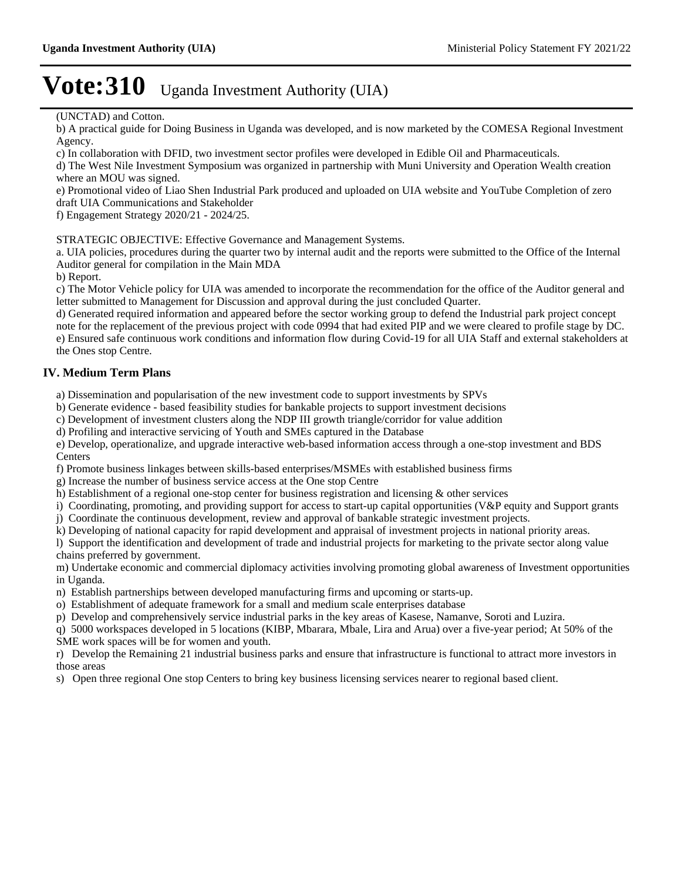# Vote:310 Uganda Investment Authority (UIA)

(UNCTAD) and Cotton.

b) A practical guide for Doing Business in Uganda was developed, and is now marketed by the COMESA Regional Investment Agency.

c) In collaboration with DFID, two investment sector profiles were developed in Edible Oil and Pharmaceuticals.

d) The West Nile Investment Symposium was organized in partnership with Muni University and Operation Wealth creation where an MOU was signed.

e) Promotional video of Liao Shen Industrial Park produced and uploaded on UIA website and YouTube Completion of zero draft UIA Communications and Stakeholder

f) Engagement Strategy 2020/21 - 2024/25.

STRATEGIC OBJECTIVE: Effective Governance and Management Systems.

a. UIA policies, procedures during the quarter two by internal audit and the reports were submitted to the Office of the Internal Auditor general for compilation in the Main MDA

b) Report.

c) The Motor Vehicle policy for UIA was amended to incorporate the recommendation for the office of the Auditor general and letter submitted to Management for Discussion and approval during the just concluded Quarter.

d) Generated required information and appeared before the sector working group to defend the Industrial park project concept note for the replacement of the previous project with code 0994 that had exited PIP and we were cleared to profile stage by DC.

e) Ensured safe continuous work conditions and information flow during Covid-19 for all UIA Staff and external stakeholders at the Ones stop Centre.

## IV. Medium Term Plans

a) Dissemination and popularisation of the new investment code to support investments by SPVs

b) Generate evidence - based feasibility studies for bankable projects to support investment decisions

c) Development of investment clusters along the NDP III growth triangle/corridor for value addition

d) Profiling and interactive servicing of Youth and SMEs captured in the Database

e) Develop, operationalize, and upgrade interactive web-based information access through a one-stop investment and BDS Centers

f) Promote business linkages between skills-based enterprises/MSMEs with established business firms

g) Increase the number of business service access at the One stop Centre

h) Establishment of a regional one-stop center for business registration and licensing & other services

i) Coordinating, promoting, and providing support for access to start-up capital opportunities (V&P equity and Support grants

j) Coordinate the continuous development, review and approval of bankable strategic investment projects.

k) Developing of national capacity for rapid development and appraisal of investment projects in national priority areas.

l) Support the identification and development of trade and industrial projects for marketing to the private sector along value chains preferred by government.

m) Undertake economic and commercial diplomacy activities involving promoting global awareness of Investment opportunities in Uganda.

n) Establish partnerships between developed manufacturing firms and upcoming or starts-up.

o) Establishment of adequate framework for a small and medium scale enterprises database

p) Develop and comprehensively service industrial parks in the key areas of Kasese, Namanve, Soroti and Luzira.

q) 5000 workspaces developed in 5 locations (KIBP, Mbarara, Mbale, Lira and Arua) over a five-year period; At 50% of the SME work spaces will be for women and youth.

r) Develop the Remaining 21 industrial business parks and ensure that infrastructure is functional to attract more investors in those areas

s) Open three regional One stop Centers to bring key business licensing services nearer to regional based client.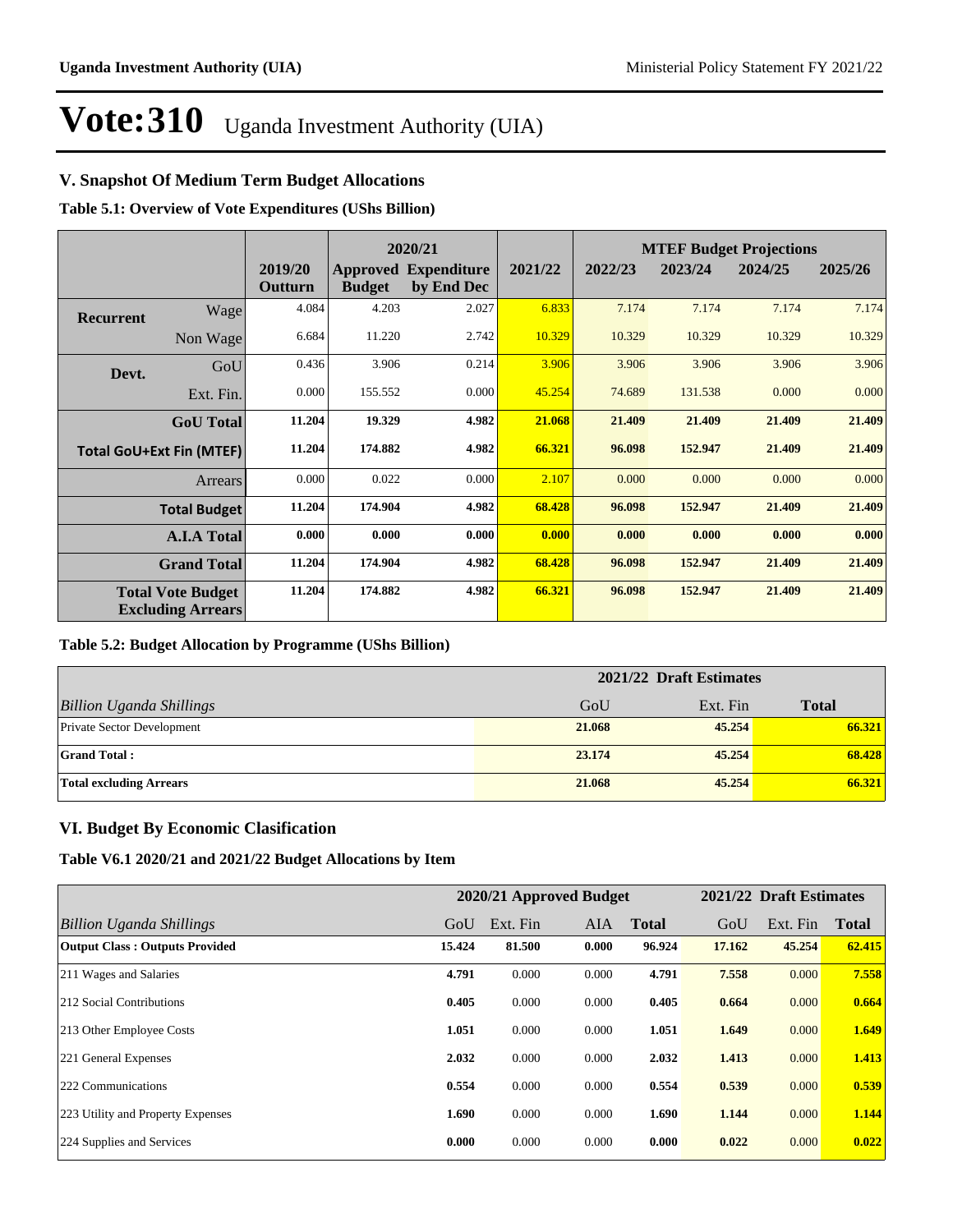# Vote:310 Uganda Investment Authority (UIA)

## V. Snapshot Of Medium Term Budget Allocations

**Table 5.1: Overview of Vote Expenditures (UShs Billion)**

| | | | 2020/21 | | | MTEF Budget Projections | | | |
|---|---|---|---|---|---|---|---|---|---|
| | | 2019/20 Outturn | Approved Budget | Expenditure by End Dec | 2021/22 | 2022/23 | 2023/24 | 2024/25 | 2025/26 |
| Recurrent | Wage | 4.084 | 4.203 | 2.027 | 6.833 | 7.174 | 7.174 | 7.174 | 7.174 |
| | Non Wage | 6.684 | 11.220 | 2.742 | 10.329 | 10.329 | 10.329 | 10.329 | 10.329 |
| Devt. | GoU | 0.436 | 3.906 | 0.214 | 3.906 | 3.906 | 3.906 | 3.906 | 3.906 |
| | Ext. Fin. | 0.000 | 155.552 | 0.000 | 45.254 | 74.689 | 131.538 | 0.000 | 0.000 |
| | **GoU Total** | **11.204** | **19.329** | **4.982** | **21.068** | **21.409** | **21.409** | **21.409** | **21.409** |
| **Total GoU+Ext Fin (MTEF)** | | **11.204** | **174.882** | **4.982** | **66.321** | **96.098** | **152.947** | **21.409** | **21.409** |
| | Arrears | 0.000 | 0.022 | 0.000 | 2.107 | 0.000 | 0.000 | 0.000 | 0.000 |
| | **Total Budget** | **11.204** | **174.904** | **4.982** | **68.428** | **96.098** | **152.947** | **21.409** | **21.409** |
| | **A.I.A Total** | **0.000** | **0.000** | **0.000** | **0.000** | **0.000** | **0.000** | **0.000** | **0.000** |
| | **Grand Total** | **11.204** | **174.904** | **4.982** | **68.428** | **96.098** | **152.947** | **21.409** | **21.409** |
| **Total Vote Budget Excluding Arrears** | | **11.204** | **174.882** | **4.982** | **66.321** | **96.098** | **152.947** | **21.409** | **21.409** |

**Table 5.2: Budget Allocation by Programme (UShs Billion)**

| | 2021/22 Draft Estimates | | |
|---|---|---|---|
| *Billion Uganda Shillings* | GoU | Ext. Fin | **Total** |
| Private Sector Development | **21.068** | **45.254** | **66.321** |
| **Grand Total :** | **23.174** | **45.254** | **68.428** |
| **Total excluding Arrears** | **21.068** | **45.254** | **66.321** |

## VI. Budget By Economic Clasification

**Table V6.1 2020/21 and 2021/22 Budget Allocations by Item**

| | 2020/21 Approved Budget | | | | 2021/22 Draft Estimates | | |
|---|---|---|---|---|---|---|---|
| *Billion Uganda Shillings* | GoU | Ext. Fin | AIA | **Total** | GoU | Ext. Fin | **Total** |
| **Output Class : Outputs Provided** | **15.424** | **81.500** | **0.000** | **96.924** | **17.162** | **45.254** | **62.415** |
| 211 Wages and Salaries | **4.791** | 0.000 | 0.000 | **4.791** | **7.558** | 0.000 | **7.558** |
| 212 Social Contributions | **0.405** | 0.000 | 0.000 | **0.405** | **0.664** | 0.000 | **0.664** |
| 213 Other Employee Costs | **1.051** | 0.000 | 0.000 | **1.051** | **1.649** | 0.000 | **1.649** |
| 221 General Expenses | **2.032** | 0.000 | 0.000 | **2.032** | **1.413** | 0.000 | **1.413** |
| 222 Communications | **0.554** | 0.000 | 0.000 | **0.554** | **0.539** | 0.000 | **0.539** |
| 223 Utility and Property Expenses | **1.690** | 0.000 | 0.000 | **1.690** | **1.144** | 0.000 | **1.144** |
| 224 Supplies and Services | **0.000** | 0.000 | 0.000 | **0.000** | **0.022** | 0.000 | **0.022** |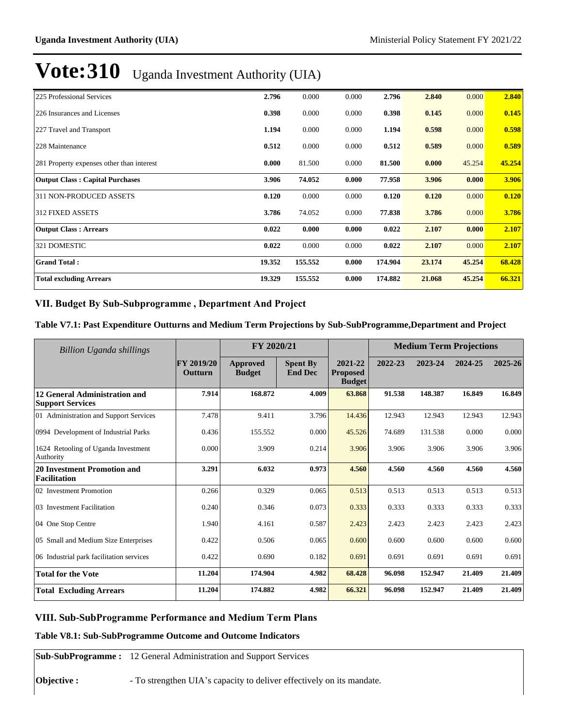# Vote:310 Uganda Investment Authority (UIA)

| | | | | | | | |
|---|---|---|---|---|---|---|---|
| 225 Professional Services | **2.796** | 0.000 | 0.000 | **2.796** | **2.840** | 0.000 | **2.840** |
| 226 Insurances and Licenses | **0.398** | 0.000 | 0.000 | **0.398** | **0.145** | 0.000 | **0.145** |
| 227 Travel and Transport | **1.194** | 0.000 | 0.000 | **1.194** | **0.598** | 0.000 | **0.598** |
| 228 Maintenance | **0.512** | 0.000 | 0.000 | **0.512** | **0.589** | 0.000 | **0.589** |
| 281 Property expenses other than interest | **0.000** | 81.500 | 0.000 | **81.500** | **0.000** | 45.254 | **45.254** |
| **Output Class : Capital Purchases** | **3.906** | **74.052** | **0.000** | **77.958** | **3.906** | **0.000** | **3.906** |
| 311 NON-PRODUCED ASSETS | **0.120** | 0.000 | 0.000 | **0.120** | **0.120** | 0.000 | **0.120** |
| 312 FIXED ASSETS | **3.786** | 74.052 | 0.000 | **77.838** | **3.786** | 0.000 | **3.786** |
| **Output Class : Arrears** | **0.022** | **0.000** | **0.000** | **0.022** | **2.107** | **0.000** | **2.107** |
| 321 DOMESTIC | **0.022** | 0.000 | 0.000 | **0.022** | **2.107** | 0.000 | **2.107** |
| **Grand Total :** | **19.352** | **155.552** | **0.000** | **174.904** | **23.174** | **45.254** | **68.428** |
| **Total excluding Arrears** | **19.329** | **155.552** | **0.000** | **174.882** | **21.068** | **45.254** | **66.321** |

## VII. Budget By Sub-Subprogramme , Department And Project

### Table V7.1: Past Expenditure Outturns and Medium Term Projections by Sub-SubProgramme,Department and Project

| *Billion Uganda shillings* | | FY 2020/21 | | | Medium Term Projections | | | |
|---|---|---|---|---|---|---|---|---|
| | **FY 2019/20 Outturn** | **Approved Budget** | **Spent By End Dec** | **2021-22 Proposed Budget** | **2022-23** | **2023-24** | **2024-25** | **2025-26** |
| **12 General Administration and Support Services** | **7.914** | **168.872** | **4.009** | **63.868** | **91.538** | **148.387** | **16.849** | **16.849** |
| 01 Administration and Support Services | 7.478 | 9.411 | 3.796 | 14.436 | 12.943 | 12.943 | 12.943 | 12.943 |
| 0994 Development of Industrial Parks | 0.436 | 155.552 | 0.000 | 45.526 | 74.689 | 131.538 | 0.000 | 0.000 |
| 1624 Retooling of Uganda Investment Authority | 0.000 | 3.909 | 0.214 | 3.906 | 3.906 | 3.906 | 3.906 | 3.906 |
| **20 Investment Promotion and Facilitation** | **3.291** | **6.032** | **0.973** | **4.560** | **4.560** | **4.560** | **4.560** | **4.560** |
| 02 Investment Promotion | 0.266 | 0.329 | 0.065 | 0.513 | 0.513 | 0.513 | 0.513 | 0.513 |
| 03 Investment Facilitation | 0.240 | 0.346 | 0.073 | 0.333 | 0.333 | 0.333 | 0.333 | 0.333 |
| 04 One Stop Centre | 1.940 | 4.161 | 0.587 | 2.423 | 2.423 | 2.423 | 2.423 | 2.423 |
| 05 Small and Medium Size Enterprises | 0.422 | 0.506 | 0.065 | 0.600 | 0.600 | 0.600 | 0.600 | 0.600 |
| 06 Industrial park facilitation services | 0.422 | 0.690 | 0.182 | 0.691 | 0.691 | 0.691 | 0.691 | 0.691 |
| **Total for the Vote** | **11.204** | **174.904** | **4.982** | **68.428** | **96.098** | **152.947** | **21.409** | **21.409** |
| **Total Excluding Arrears** | **11.204** | **174.882** | **4.982** | **66.321** | **96.098** | **152.947** | **21.409** | **21.409** |

## VIII. Sub-SubProgramme Performance and Medium Term Plans

### Table V8.1: Sub-SubProgramme Outcome and Outcome Indicators

| | |
|---|---|
| **Sub-SubProgramme :** | 12 General Administration and Support Services |
| **Objective :** | - To strengthen UIA's capacity to deliver effectively on its mandate. |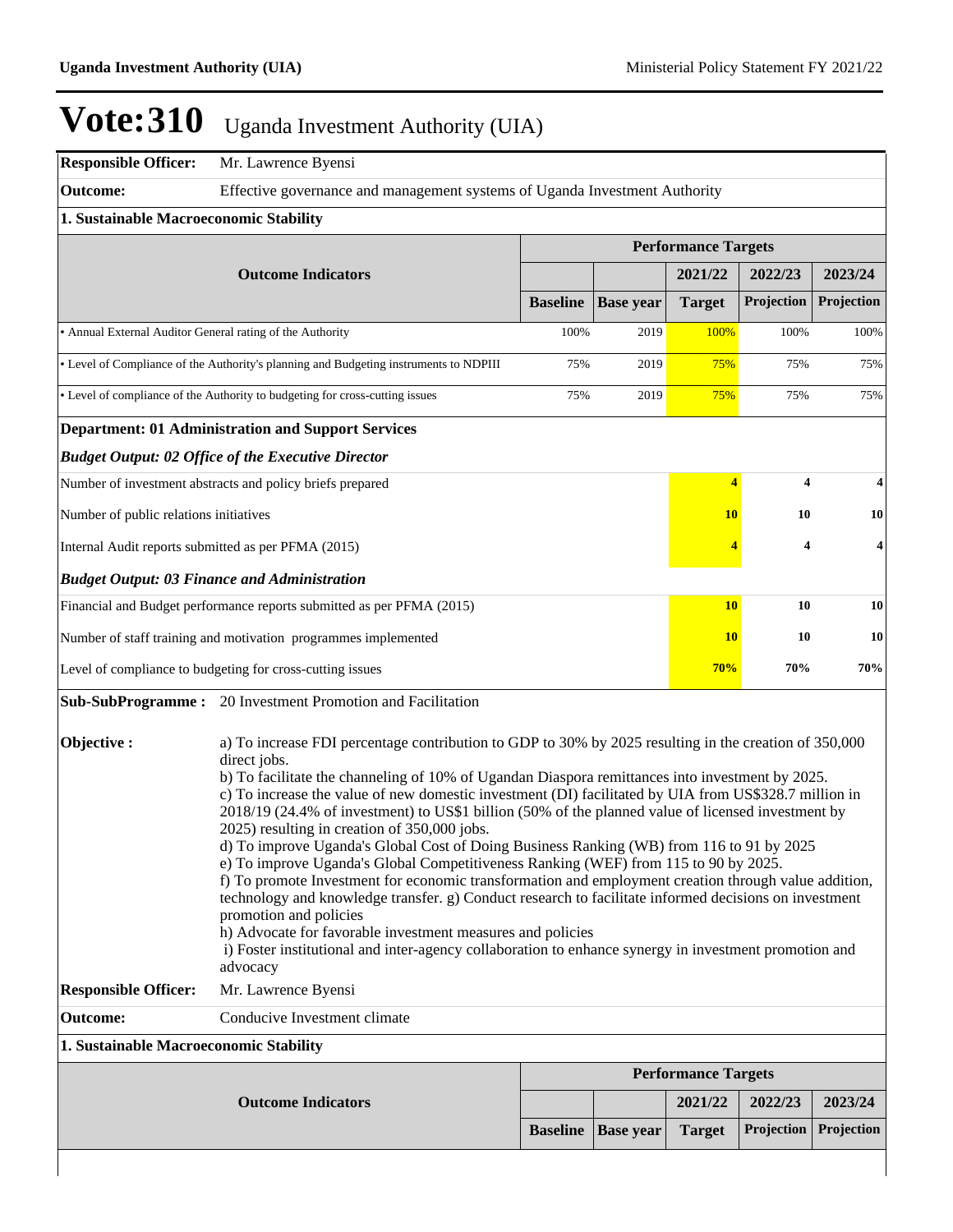# Vote:310 Uganda Investment Authority (UIA)

**Responsible Officer:** Mr. Lawrence Byensi

**Outcome:** Effective governance and management systems of Uganda Investment Authority

**1. Sustainable Macroeconomic Stability**

| Outcome Indicators | Performance Targets | | | | |
|---|---|---|---|---|---|
| | | | 2021/22 | 2022/23 | 2023/24 |
| | Baseline | Base year | Target | Projection | Projection |
| • Annual External Auditor General rating of the Authority | 100% | 2019 | 100% | 100% | 100% |
| • Level of Compliance of the Authority's planning and Budgeting instruments to NDPIII | 75% | 2019 | 75% | 75% | 75% |
| • Level of compliance of the Authority to budgeting for cross-cutting issues | 75% | 2019 | 75% | 75% | 75% |

**Department: 01 Administration and Support Services**

***Budget Output: 02 Office of the Executive Director***

| | 2021/22 | 2022/23 | 2023/24 |
|---|---|---|---|
| Number of investment abstracts and policy briefs prepared | 4 | 4 | 4 |
| Number of public relations initiatives | 10 | 10 | 10 |
| Internal Audit reports submitted as per PFMA (2015) | 4 | 4 | 4 |

***Budget Output: 03 Finance and Administration***

| | 2021/22 | 2022/23 | 2023/24 |
|---|---|---|---|
| Financial and Budget performance reports submitted as per PFMA (2015) | 10 | 10 | 10 |
| Number of staff training and motivation programmes implemented | 10 | 10 | 10 |
| Level of compliance to budgeting for cross-cutting issues | 70% | 70% | 70% |

**Sub-SubProgramme :** 20 Investment Promotion and Facilitation

**Objective :**

a) To increase FDI percentage contribution to GDP to 30% by 2025 resulting in the creation of 350,000 direct jobs.
b) To facilitate the channeling of 10% of Ugandan Diaspora remittances into investment by 2025.
c) To increase the value of new domestic investment (DI) facilitated by UIA from US$328.7 million in 2018/19 (24.4% of investment) to US$1 billion (50% of the planned value of licensed investment by 2025) resulting in creation of 350,000 jobs.
d) To improve Uganda's Global Cost of Doing Business Ranking (WB) from 116 to 91 by 2025
e) To improve Uganda's Global Competitiveness Ranking (WEF) from 115 to 90 by 2025.
f) To promote Investment for economic transformation and employment creation through value addition, technology and knowledge transfer. g) Conduct research to facilitate informed decisions on investment promotion and policies
h) Advocate for favorable investment measures and policies
i) Foster institutional and inter-agency collaboration to enhance synergy in investment promotion and advocacy

**Responsible Officer:** Mr. Lawrence Byensi

**Outcome:** Conducive Investment climate

**1. Sustainable Macroeconomic Stability**

| Outcome Indicators | Performance Targets | | | | |
|---|---|---|---|---|---|
| | | | 2021/22 | 2022/23 | 2023/24 |
| | Baseline | Base year | Target | Projection | Projection |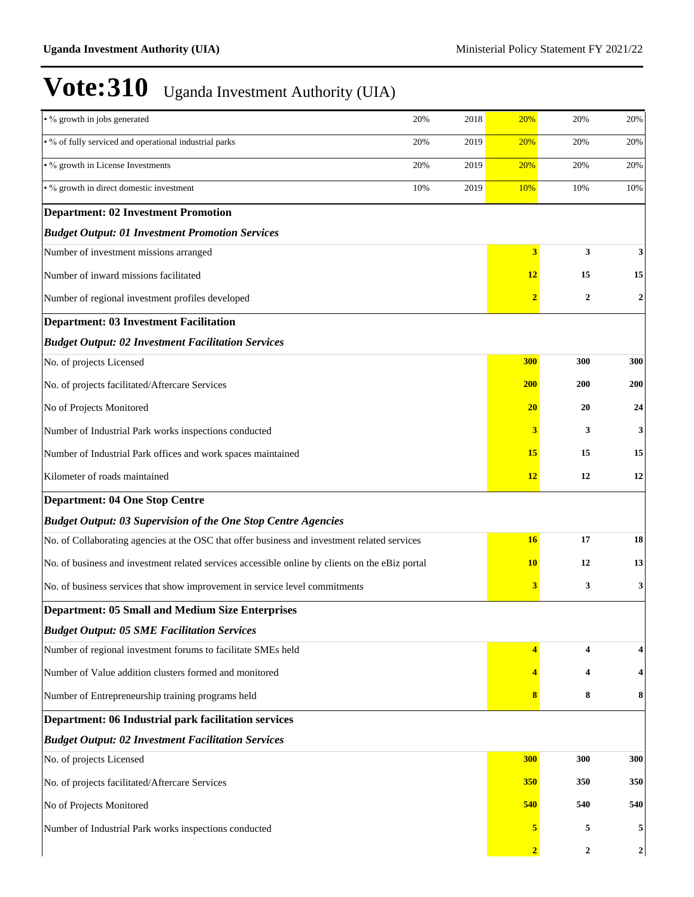# Vote:310 Uganda Investment Authority (UIA)

| | | | | | |
|---|---|---|---|---|---|
| • % growth in jobs generated | 20% | 2018 | 20% | 20% | 20% |
| • % of fully serviced and operational industrial parks | 20% | 2019 | 20% | 20% | 20% |
| • % growth in License Investments | 20% | 2019 | 20% | 20% | 20% |
| • % growth in direct domestic investment | 10% | 2019 | 10% | 10% | 10% |
| **Department: 02 Investment Promotion** | | | | | |
| ***Budget Output: 01 Investment Promotion Services*** | | | | | |
| Number of investment missions arranged | | | **3** | **3** | **3** |
| Number of inward missions facilitated | | | **12** | **15** | **15** |
| Number of regional investment profiles developed | | | **2** | **2** | **2** |
| **Department: 03 Investment Facilitation** | | | | | |
| ***Budget Output: 02 Investment Facilitation Services*** | | | | | |
| No. of projects Licensed | | | **300** | **300** | **300** |
| No. of projects facilitated/Aftercare Services | | | **200** | **200** | **200** |
| No of Projects Monitored | | | **20** | **20** | **24** |
| Number of Industrial Park works inspections conducted | | | **3** | **3** | **3** |
| Number of Industrial Park offices and work spaces maintained | | | **15** | **15** | **15** |
| Kilometer of roads maintained | | | **12** | **12** | **12** |
| **Department: 04 One Stop Centre** | | | | | |
| ***Budget Output: 03 Supervision of the One Stop Centre Agencies*** | | | | | |
| No. of Collaborating agencies at the OSC that offer business and investment related services | | | **16** | **17** | **18** |
| No. of business and investment related services accessible online by clients on the eBiz portal | | | **10** | **12** | **13** |
| No. of business services that show improvement in service level commitments | | | **3** | **3** | **3** |
| **Department: 05 Small and Medium Size Enterprises** | | | | | |
| ***Budget Output: 05 SME Facilitation Services*** | | | | | |
| Number of regional investment forums to facilitate SMEs held | | | **4** | **4** | **4** |
| Number of Value addition clusters formed and monitored | | | **4** | **4** | **4** |
| Number of Entrepreneurship training programs held | | | **8** | **8** | **8** |
| **Department: 06 Industrial park facilitation services** | | | | | |
| ***Budget Output: 02 Investment Facilitation Services*** | | | | | |
| No. of projects Licensed | | | **300** | **300** | **300** |
| No. of projects facilitated/Aftercare Services | | | **350** | **350** | **350** |
| No of Projects Monitored | | | **540** | **540** | **540** |
| Number of Industrial Park works inspections conducted | | | **5** | **5** | **5** |
| | | | **2** | **2** | **2** |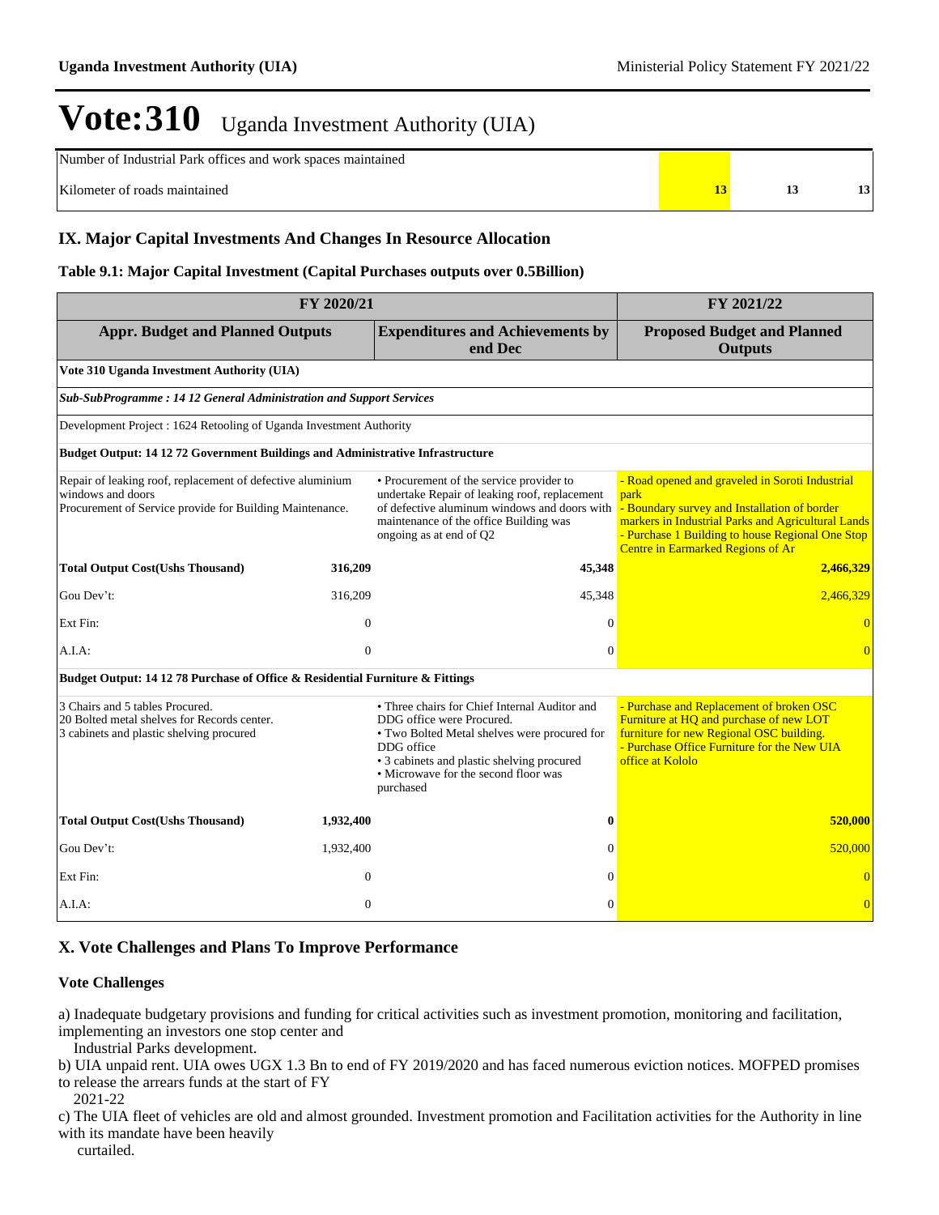# Vote:310 Uganda Investment Authority (UIA)

| | | | |
|---|---|---|---|
| Number of Industrial Park offices and work spaces maintained | | | |
| Kilometer of roads maintained | 13 | 13 | 13 |

## IX. Major Capital Investments And Changes In Resource Allocation

### Table 9.1: Major Capital Investment (Capital Purchases outputs over 0.5Billion)

| FY 2020/21 | | | FY 2021/22 |
|---|---|---|---|
| **Appr. Budget and Planned Outputs** | | **Expenditures and Achievements by end Dec** | **Proposed Budget and Planned Outputs** |
| **Vote 310 Uganda Investment Authority (UIA)** | | | |
| ***Sub-SubProgramme : 14 12 General Administration and Support Services*** | | | |
| Development Project : 1624 Retooling of Uganda Investment Authority | | | |
| **Budget Output: 14 12 72 Government Buildings and Administrative Infrastructure** | | | |
| Repair of leaking roof, replacement of defective aluminium windows and doors<br>Procurement of Service provide for Building Maintenance. | | • Procurement of the service provider to undertake Repair of leaking roof, replacement of defective aluminum windows and doors with maintenance of the office Building was ongoing as at end of Q2 | - Road opened and graveled in Soroti Industrial park<br>- Boundary survey and Installation of border markers in Industrial Parks and Agricultural Lands<br>- Purchase 1 Building to house Regional One Stop Centre in Earmarked Regions of Ar |
| **Total Output Cost(Ushs Thousand)** | **316,209** | **45,348** | **2,466,329** |
| Gou Dev't: | 316,209 | 45,348 | 2,466,329 |
| Ext Fin: | 0 | 0 | 0 |
| A.I.A: | 0 | 0 | 0 |
| **Budget Output: 14 12 78 Purchase of Office & Residential Furniture & Fittings** | | | |
| 3 Chairs and 5 tables Procured.<br>20 Bolted metal shelves for Records center.<br>3 cabinets and plastic shelving procured | | • Three chairs for Chief Internal Auditor and DDG office were Procured.<br>• Two Bolted Metal shelves were procured for DDG office<br>• 3 cabinets and plastic shelving procured<br>• Microwave for the second floor was purchased | - Purchase and Replacement of broken OSC Furniture at HQ and purchase of new LOT furniture for new Regional OSC building.<br>- Purchase Office Furniture for the New UIA office at Kololo |
| **Total Output Cost(Ushs Thousand)** | **1,932,400** | **0** | **520,000** |
| Gou Dev't: | 1,932,400 | 0 | 520,000 |
| Ext Fin: | 0 | 0 | 0 |
| A.I.A: | 0 | 0 | 0 |

## X. Vote Challenges and Plans To Improve Performance

### Vote Challenges

a) Inadequate budgetary provisions and funding for critical activities such as investment promotion, monitoring and facilitation, implementing an investors one stop center and
Industrial Parks development.

b) UIA unpaid rent. UIA owes UGX 1.3 Bn to end of FY 2019/2020 and has faced numerous eviction notices. MOFPED promises to release the arrears funds at the start of FY
2021-22

c) The UIA fleet of vehicles are old and almost grounded. Investment promotion and Facilitation activities for the Authority in line with its mandate have been heavily
curtailed.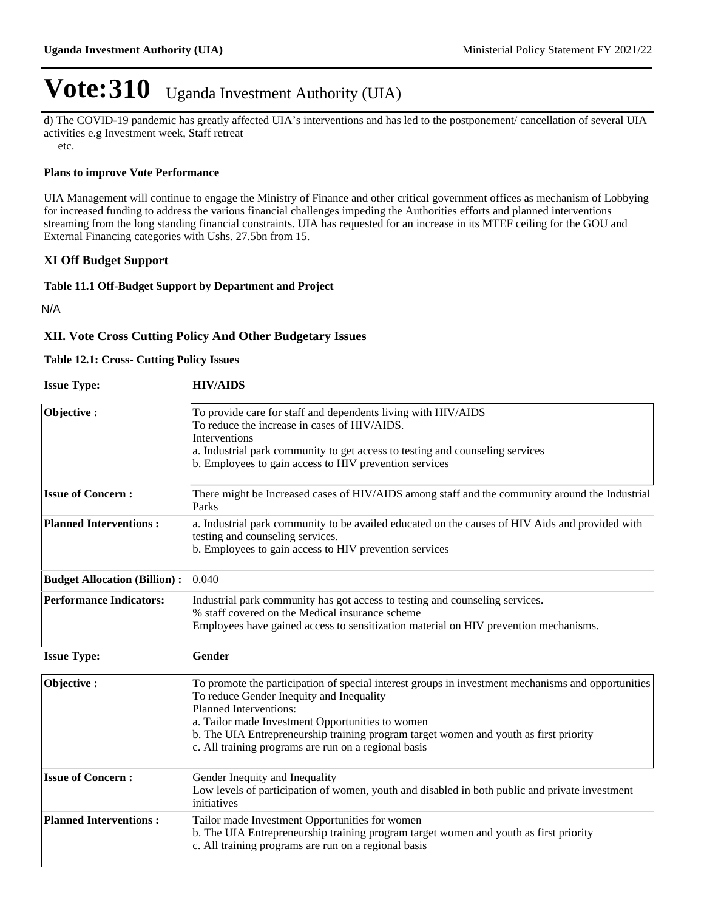# Vote:310 Uganda Investment Authority (UIA)

d) The COVID-19 pandemic has greatly affected UIA's interventions and has led to the postponement/ cancellation of several UIA activities e.g Investment week, Staff retreat
etc.

**Plans to improve Vote Performance**

UIA Management will continue to engage the Ministry of Finance and other critical government offices as mechanism of Lobbying for increased funding to address the various financial challenges impeding the Authorities efforts and planned interventions streaming from the long standing financial constraints. UIA has requested for an increase in its MTEF ceiling for the GOU and External Financing categories with Ushs. 27.5bn from 15.

## XI Off Budget Support

**Table 11.1 Off-Budget Support by Department and Project**

N/A

## XII. Vote Cross Cutting Policy And Other Budgetary Issues

**Table 12.1: Cross- Cutting Policy Issues**

| **Issue Type:** | **HIV/AIDS** |
|---|---|
| **Objective :** | To provide care for staff and dependents living with HIV/AIDS<br>To reduce the increase in cases of HIV/AIDS.<br>Interventions<br>a. Industrial park community to get access to testing and counseling services<br>b. Employees to gain access to HIV prevention services |
| **Issue of Concern :** | There might be Increased cases of HIV/AIDS among staff and the community around the Industrial Parks |
| **Planned Interventions :** | a. Industrial park community to be availed educated on the causes of HIV Aids and provided with testing and counseling services.<br>b. Employees to gain access to HIV prevention services |
| **Budget Allocation (Billion) :** | 0.040 |
| **Performance Indicators:** | Industrial park community has got access to testing and counseling services.<br>% staff covered on the Medical insurance scheme<br>Employees have gained access to sensitization material on HIV prevention mechanisms. |

| **Issue Type:** | **Gender** |
|---|---|
| **Objective :** | To promote the participation of special interest groups in investment mechanisms and opportunities<br>To reduce Gender Inequity and Inequality<br>Planned Interventions:<br>a. Tailor made Investment Opportunities to women<br>b. The UIA Entrepreneurship training program target women and youth as first priority<br>c. All training programs are run on a regional basis |
| **Issue of Concern :** | Gender Inequity and Inequality<br>Low levels of participation of women, youth and disabled in both public and private investment initiatives |
| **Planned Interventions :** | Tailor made Investment Opportunities for women<br>b. The UIA Entrepreneurship training program target women and youth as first priority<br>c. All training programs are run on a regional basis |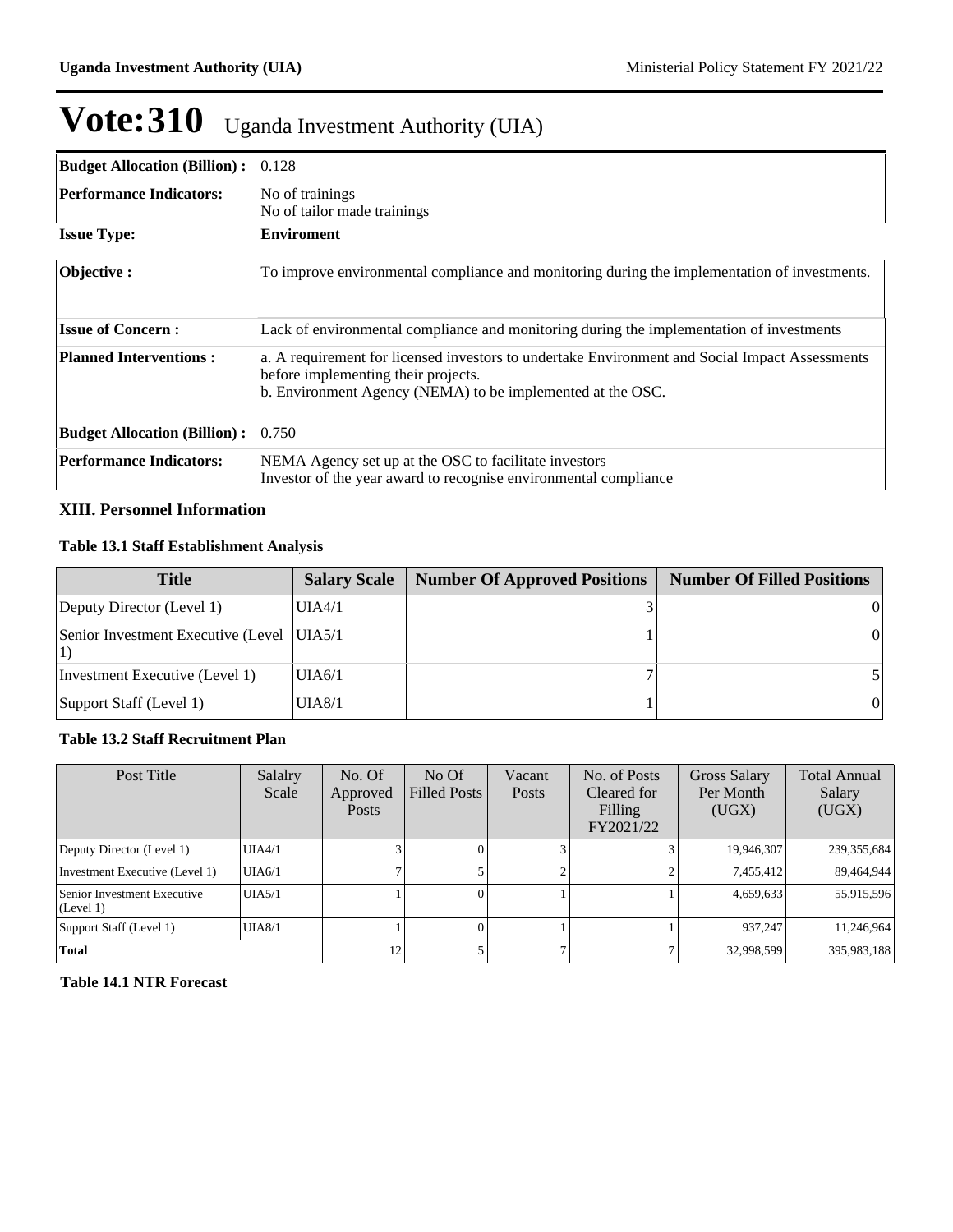# Vote:310 Uganda Investment Authority (UIA)

| | |
|---|---|
| **Budget Allocation (Billion) :** | 0.128 |
| **Performance Indicators:** | No of trainings<br>No of tailor made trainings |

| | |
|---|---|
| **Issue Type:** | **Enviroment** |
| **Objective :** | To improve environmental compliance and monitoring during the implementation of investments. |
| **Issue of Concern :** | Lack of environmental compliance and monitoring during the implementation of investments |
| **Planned Interventions :** | a. A requirement for licensed investors to undertake Environment and Social Impact Assessments before implementing their projects.<br>b. Environment Agency (NEMA) to be implemented at the OSC. |
| **Budget Allocation (Billion) :** | 0.750 |
| **Performance Indicators:** | NEMA Agency set up at the OSC to facilitate investors<br>Investor of the year award to recognise environmental compliance |

### XIII. Personnel Information

**Table 13.1 Staff Establishment Analysis**

| Title | Salary Scale | Number Of Approved Positions | Number Of Filled Positions |
|---|---|---|---|
| Deputy Director (Level 1) | UIA4/1 | 3 | 0 |
| Senior Investment Executive (Level 1) | UIA5/1 | 1 | 0 |
| Investment Executive (Level 1) | UIA6/1 | 7 | 5 |
| Support Staff (Level 1) | UIA8/1 | 1 | 0 |

**Table 13.2 Staff Recruitment Plan**

| Post Title | Salalry Scale | No. Of Approved Posts | No Of Filled Posts | Vacant Posts | No. of Posts Cleared for Filling FY2021/22 | Gross Salary Per Month (UGX) | Total Annual Salary (UGX) |
|---|---|---|---|---|---|---|---|
| Deputy Director (Level 1) | UIA4/1 | 3 | 0 | 3 | 3 | 19,946,307 | 239,355,684 |
| Investment Executive (Level 1) | UIA6/1 | 7 | 5 | 2 | 2 | 7,455,412 | 89,464,944 |
| Senior Investment Executive (Level 1) | UIA5/1 | 1 | 0 | 1 | 1 | 4,659,633 | 55,915,596 |
| Support Staff (Level 1) | UIA8/1 | 1 | 0 | 1 | 1 | 937,247 | 11,246,964 |
| **Total** | | 12 | 5 | 7 | 7 | 32,998,599 | 395,983,188 |

**Table 14.1 NTR Forecast**